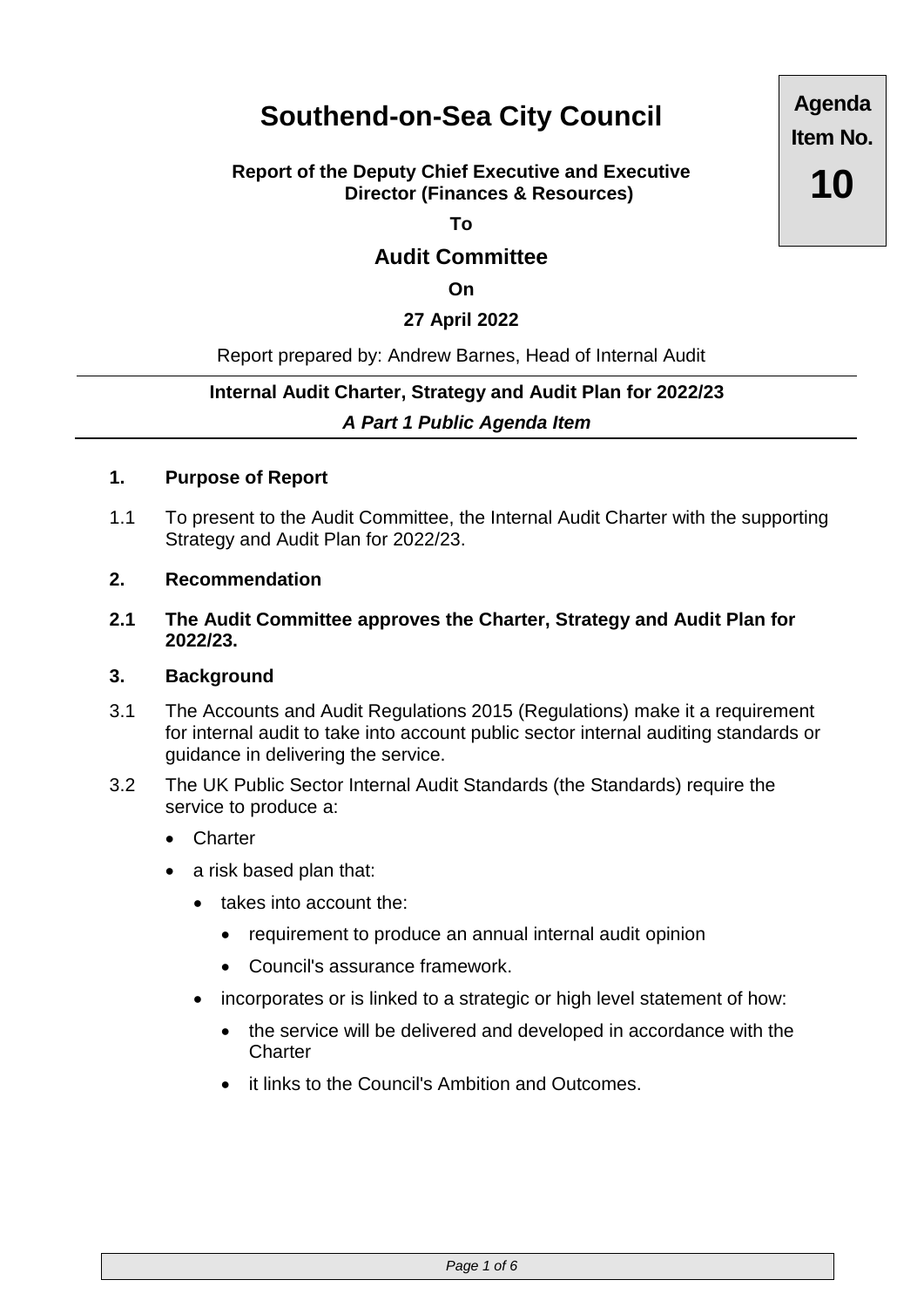# Southend-on-Sea City Council

**Agenda Item No. 10**

**Report of the Deputy Chief Executive and Executive Director (Finances & Resources)**

**To**

## Audit Committee

**On**

**27 April 2022**

Report prepared by: Andrew Barnes, Head of Internal Audit

**Internal Audit Charter, Strategy and Audit Plan for 2022/23**

***A Part 1 Public Agenda Item***

### 1. Purpose of Report

1.1 To present to the Audit Committee, the Internal Audit Charter with the supporting Strategy and Audit Plan for 2022/23.

### 2. Recommendation

**2.1 The Audit Committee approves the Charter, Strategy and Audit Plan for 2022/23.**

### 3. Background

3.1 The Accounts and Audit Regulations 2015 (Regulations) make it a requirement for internal audit to take into account public sector internal auditing standards or guidance in delivering the service.

3.2 The UK Public Sector Internal Audit Standards (the Standards) require the service to produce a:

- Charter
- a risk based plan that:
  - takes into account the:
    - requirement to produce an annual internal audit opinion
    - Council's assurance framework.
  - incorporates or is linked to a strategic or high level statement of how:
    - the service will be delivered and developed in accordance with the Charter
    - it links to the Council's Ambition and Outcomes.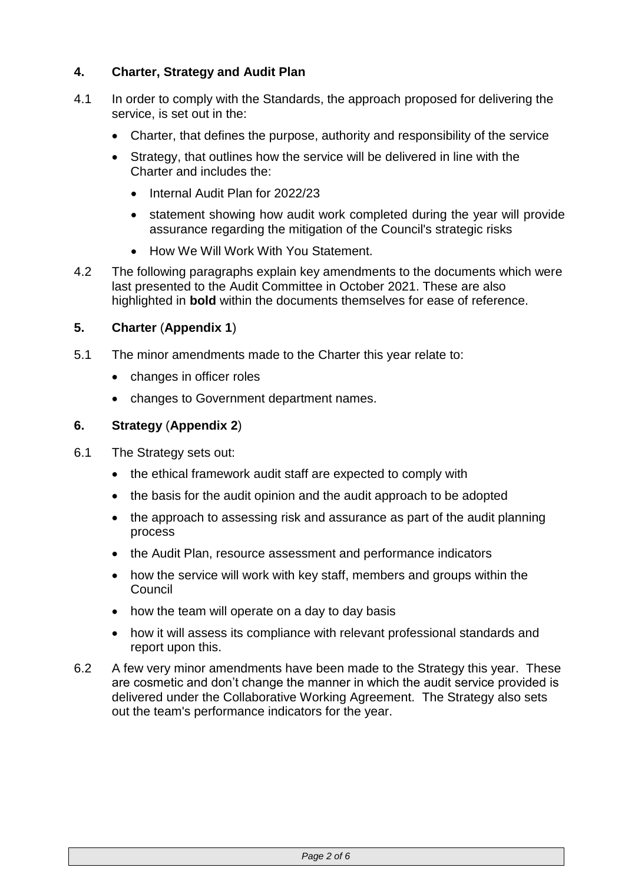## 4. Charter, Strategy and Audit Plan

4.1 In order to comply with the Standards, the approach proposed for delivering the service, is set out in the:

- Charter, that defines the purpose, authority and responsibility of the service
- Strategy, that outlines how the service will be delivered in line with the Charter and includes the:
  - Internal Audit Plan for 2022/23
  - statement showing how audit work completed during the year will provide assurance regarding the mitigation of the Council's strategic risks
  - How We Will Work With You Statement.

4.2 The following paragraphs explain key amendments to the documents which were last presented to the Audit Committee in October 2021. These are also highlighted in **bold** within the documents themselves for ease of reference.

## 5. Charter (**Appendix 1**)

5.1 The minor amendments made to the Charter this year relate to:

- changes in officer roles
- changes to Government department names.

## 6. Strategy (**Appendix 2**)

6.1 The Strategy sets out:

- the ethical framework audit staff are expected to comply with
- the basis for the audit opinion and the audit approach to be adopted
- the approach to assessing risk and assurance as part of the audit planning process
- the Audit Plan, resource assessment and performance indicators
- how the service will work with key staff, members and groups within the Council
- how the team will operate on a day to day basis
- how it will assess its compliance with relevant professional standards and report upon this.

6.2 A few very minor amendments have been made to the Strategy this year. These are cosmetic and don't change the manner in which the audit service provided is delivered under the Collaborative Working Agreement. The Strategy also sets out the team's performance indicators for the year.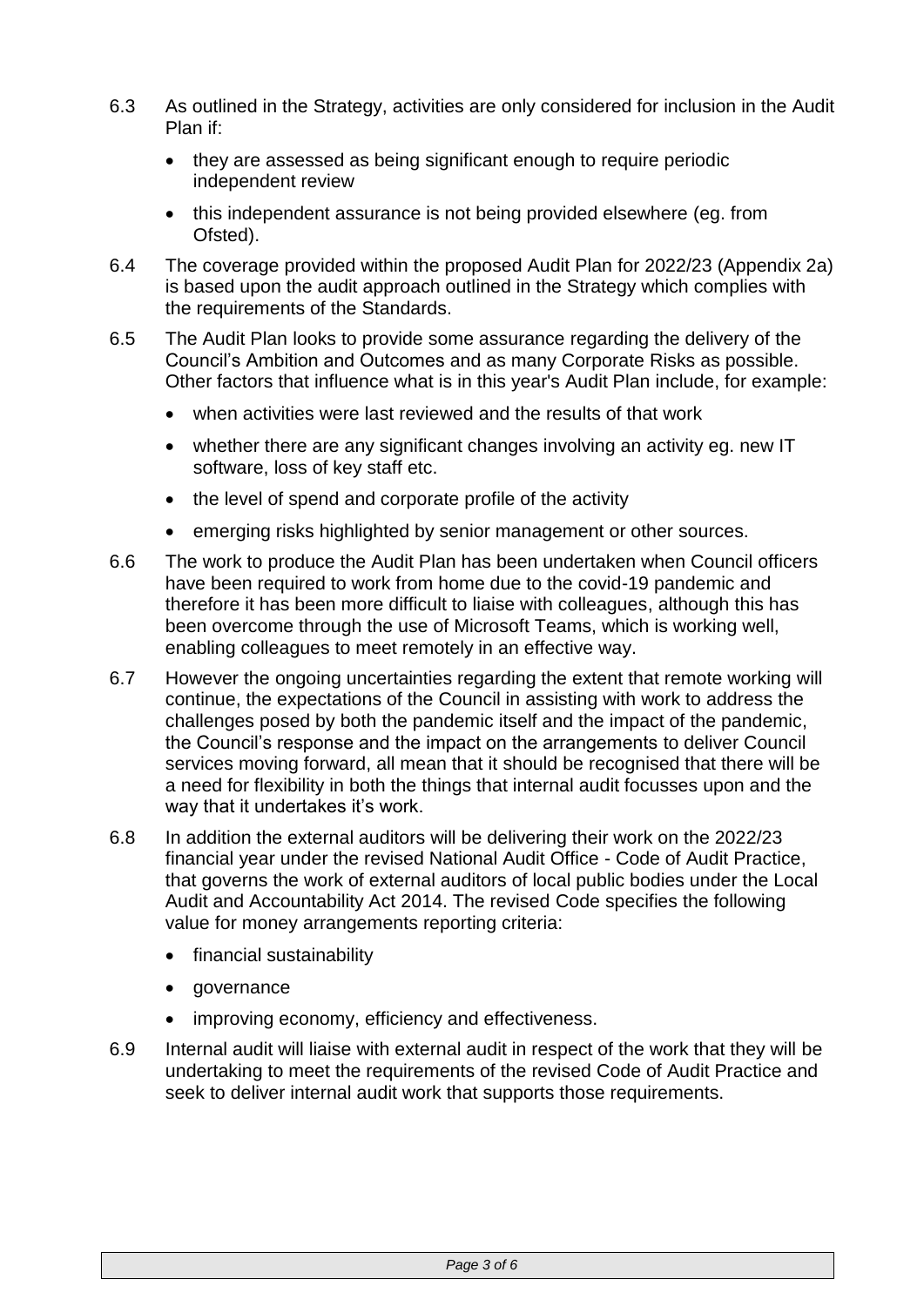6.3 As outlined in the Strategy, activities are only considered for inclusion in the Audit Plan if:

- they are assessed as being significant enough to require periodic independent review
- this independent assurance is not being provided elsewhere (eg. from Ofsted).

6.4 The coverage provided within the proposed Audit Plan for 2022/23 (Appendix 2a) is based upon the audit approach outlined in the Strategy which complies with the requirements of the Standards.

6.5 The Audit Plan looks to provide some assurance regarding the delivery of the Council's Ambition and Outcomes and as many Corporate Risks as possible. Other factors that influence what is in this year's Audit Plan include, for example:

- when activities were last reviewed and the results of that work
- whether there are any significant changes involving an activity eg. new IT software, loss of key staff etc.
- the level of spend and corporate profile of the activity
- emerging risks highlighted by senior management or other sources.

6.6 The work to produce the Audit Plan has been undertaken when Council officers have been required to work from home due to the covid-19 pandemic and therefore it has been more difficult to liaise with colleagues, although this has been overcome through the use of Microsoft Teams, which is working well, enabling colleagues to meet remotely in an effective way.

6.7 However the ongoing uncertainties regarding the extent that remote working will continue, the expectations of the Council in assisting with work to address the challenges posed by both the pandemic itself and the impact of the pandemic, the Council's response and the impact on the arrangements to deliver Council services moving forward, all mean that it should be recognised that there will be a need for flexibility in both the things that internal audit focusses upon and the way that it undertakes it's work.

6.8 In addition the external auditors will be delivering their work on the 2022/23 financial year under the revised National Audit Office - Code of Audit Practice, that governs the work of external auditors of local public bodies under the Local Audit and Accountability Act 2014. The revised Code specifies the following value for money arrangements reporting criteria:

- financial sustainability
- governance
- improving economy, efficiency and effectiveness.

6.9 Internal audit will liaise with external audit in respect of the work that they will be undertaking to meet the requirements of the revised Code of Audit Practice and seek to deliver internal audit work that supports those requirements.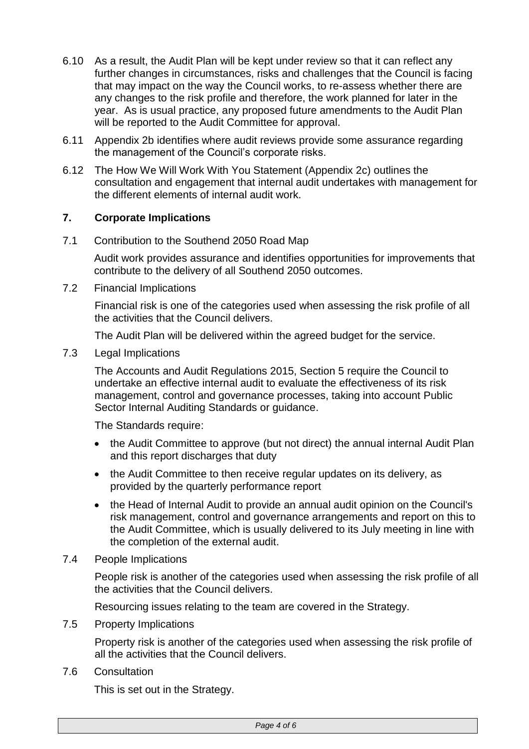6.10 As a result, the Audit Plan will be kept under review so that it can reflect any further changes in circumstances, risks and challenges that the Council is facing that may impact on the way the Council works, to re-assess whether there are any changes to the risk profile and therefore, the work planned for later in the year. As is usual practice, any proposed future amendments to the Audit Plan will be reported to the Audit Committee for approval.

6.11 Appendix 2b identifies where audit reviews provide some assurance regarding the management of the Council's corporate risks.

6.12 The How We Will Work With You Statement (Appendix 2c) outlines the consultation and engagement that internal audit undertakes with management for the different elements of internal audit work.

## 7. Corporate Implications

7.1 Contribution to the Southend 2050 Road Map

Audit work provides assurance and identifies opportunities for improvements that contribute to the delivery of all Southend 2050 outcomes.

7.2 Financial Implications

Financial risk is one of the categories used when assessing the risk profile of all the activities that the Council delivers.

The Audit Plan will be delivered within the agreed budget for the service.

7.3 Legal Implications

The Accounts and Audit Regulations 2015, Section 5 require the Council to undertake an effective internal audit to evaluate the effectiveness of its risk management, control and governance processes, taking into account Public Sector Internal Auditing Standards or guidance.

The Standards require:

- the Audit Committee to approve (but not direct) the annual internal Audit Plan and this report discharges that duty
- the Audit Committee to then receive regular updates on its delivery, as provided by the quarterly performance report
- the Head of Internal Audit to provide an annual audit opinion on the Council's risk management, control and governance arrangements and report on this to the Audit Committee, which is usually delivered to its July meeting in line with the completion of the external audit.

7.4 People Implications

People risk is another of the categories used when assessing the risk profile of all the activities that the Council delivers.

Resourcing issues relating to the team are covered in the Strategy.

7.5 Property Implications

Property risk is another of the categories used when assessing the risk profile of all the activities that the Council delivers.

7.6 Consultation

This is set out in the Strategy.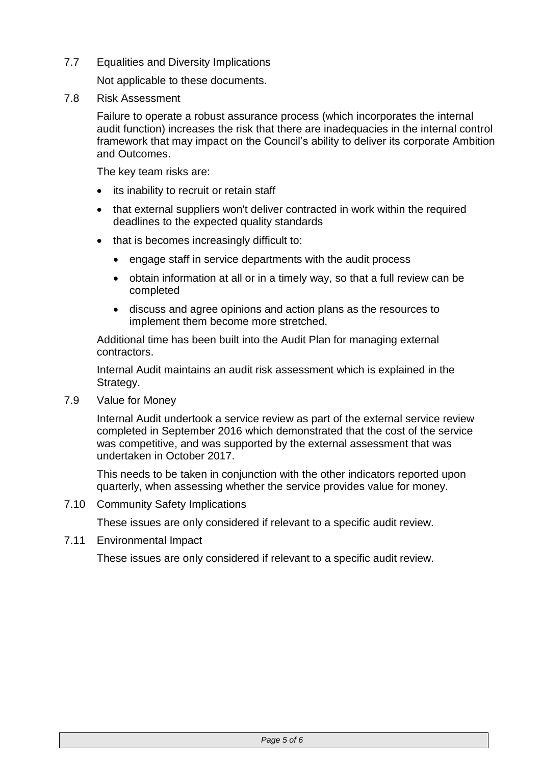7.7 Equalities and Diversity Implications

Not applicable to these documents.

7.8 Risk Assessment

Failure to operate a robust assurance process (which incorporates the internal audit function) increases the risk that there are inadequacies in the internal control framework that may impact on the Council's ability to deliver its corporate Ambition and Outcomes.

The key team risks are:

- its inability to recruit or retain staff
- that external suppliers won't deliver contracted in work within the required deadlines to the expected quality standards
- that is becomes increasingly difficult to:
    - engage staff in service departments with the audit process
    - obtain information at all or in a timely way, so that a full review can be completed
    - discuss and agree opinions and action plans as the resources to implement them become more stretched.

Additional time has been built into the Audit Plan for managing external contractors.

Internal Audit maintains an audit risk assessment which is explained in the Strategy.

7.9 Value for Money

Internal Audit undertook a service review as part of the external service review completed in September 2016 which demonstrated that the cost of the service was competitive, and was supported by the external assessment that was undertaken in October 2017.

This needs to be taken in conjunction with the other indicators reported upon quarterly, when assessing whether the service provides value for money.

7.10 Community Safety Implications

These issues are only considered if relevant to a specific audit review.

7.11 Environmental Impact

These issues are only considered if relevant to a specific audit review.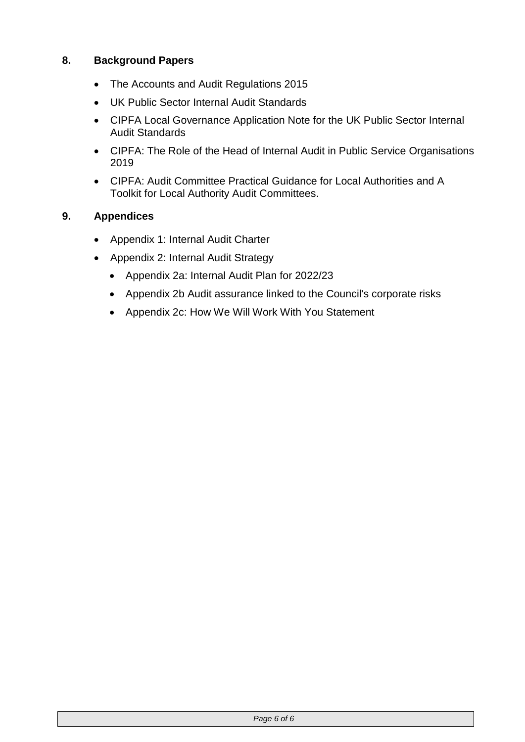## 8. Background Papers

- The Accounts and Audit Regulations 2015
- UK Public Sector Internal Audit Standards
- CIPFA Local Governance Application Note for the UK Public Sector Internal Audit Standards
- CIPFA: The Role of the Head of Internal Audit in Public Service Organisations 2019
- CIPFA: Audit Committee Practical Guidance for Local Authorities and A Toolkit for Local Authority Audit Committees.

## 9. Appendices

- Appendix 1: Internal Audit Charter
- Appendix 2: Internal Audit Strategy
  - Appendix 2a: Internal Audit Plan for 2022/23
  - Appendix 2b Audit assurance linked to the Council's corporate risks
  - Appendix 2c: How We Will Work With You Statement